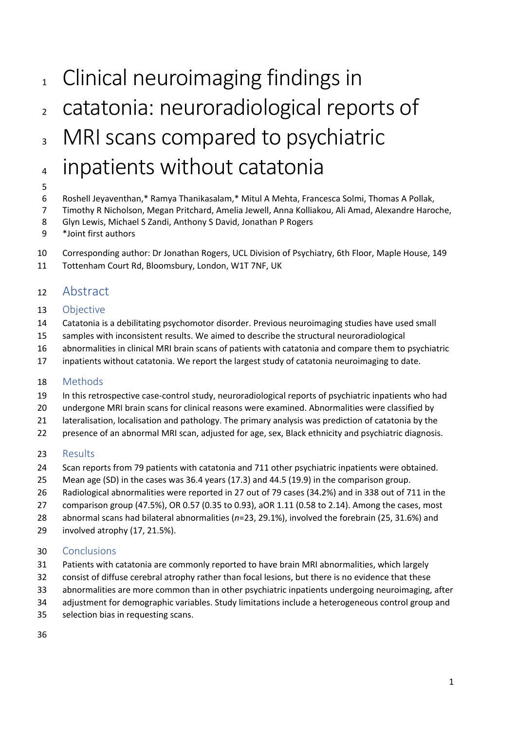# Clinical neuroimaging findings in catatonia: neuroradiological reports of MRI scans compared to psychiatric inpatients without catatonia

Roshell Jeyaventhan,* Ramya Thanikasalam,* Mitul A Mehta, Francesca Solmi, Thomas A Pollak, Timothy R Nicholson, Megan Pritchard, Amelia Jewell, Anna Kolliakou, Ali Amad, Alexandre Haroche, Glyn Lewis, Michael S Zandi, Anthony S David, Jonathan P Rogers

*Joint first authors

Corresponding author: Dr Jonathan Rogers, UCL Division of Psychiatry, 6th Floor, Maple House, 149 Tottenham Court Rd, Bloomsbury, London, W1T 7NF, UK

## Abstract

### Objective

Catatonia is a debilitating psychomotor disorder. Previous neuroimaging studies have used small samples with inconsistent results. We aimed to describe the structural neuroradiological abnormalities in clinical MRI brain scans of patients with catatonia and compare them to psychiatric inpatients without catatonia. We report the largest study of catatonia neuroimaging to date.

### Methods

In this retrospective case-control study, neuroradiological reports of psychiatric inpatients who had undergone MRI brain scans for clinical reasons were examined. Abnormalities were classified by lateralisation, localisation and pathology. The primary analysis was prediction of catatonia by the presence of an abnormal MRI scan, adjusted for age, sex, Black ethnicity and psychiatric diagnosis.

### Results

Scan reports from 79 patients with catatonia and 711 other psychiatric inpatients were obtained. Mean age (SD) in the cases was 36.4 years (17.3) and 44.5 (19.9) in the comparison group. Radiological abnormalities were reported in 27 out of 79 cases (34.2%) and in 338 out of 711 in the comparison group (47.5%), OR 0.57 (0.35 to 0.93), aOR 1.11 (0.58 to 2.14). Among the cases, most abnormal scans had bilateral abnormalities (*n*=23, 29.1%), involved the forebrain (25, 31.6%) and involved atrophy (17, 21.5%).

### Conclusions

Patients with catatonia are commonly reported to have brain MRI abnormalities, which largely consist of diffuse cerebral atrophy rather than focal lesions, but there is no evidence that these abnormalities are more common than in other psychiatric inpatients undergoing neuroimaging, after adjustment for demographic variables. Study limitations include a heterogeneous control group and selection bias in requesting scans.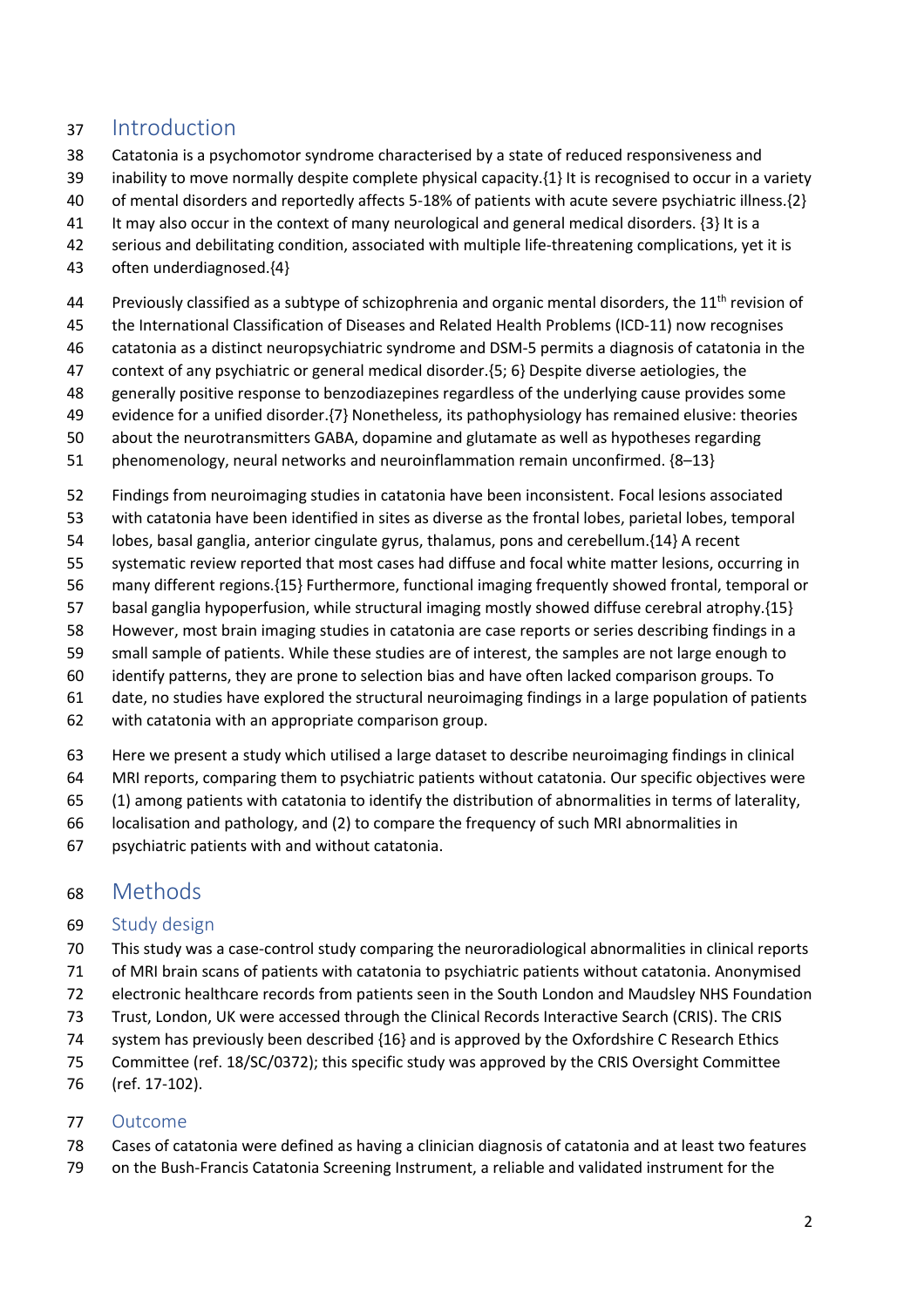## Introduction

Catatonia is a psychomotor syndrome characterised by a state of reduced responsiveness and inability to move normally despite complete physical capacity.{1} It is recognised to occur in a variety of mental disorders and reportedly affects 5-18% of patients with acute severe psychiatric illness.{2} It may also occur in the context of many neurological and general medical disorders. {3} It is a serious and debilitating condition, associated with multiple life-threatening complications, yet it is often underdiagnosed.{4}

Previously classified as a subtype of schizophrenia and organic mental disorders, the 11th revision of the International Classification of Diseases and Related Health Problems (ICD-11) now recognises catatonia as a distinct neuropsychiatric syndrome and DSM-5 permits a diagnosis of catatonia in the context of any psychiatric or general medical disorder.{5; 6} Despite diverse aetiologies, the generally positive response to benzodiazepines regardless of the underlying cause provides some evidence for a unified disorder.{7} Nonetheless, its pathophysiology has remained elusive: theories about the neurotransmitters GABA, dopamine and glutamate as well as hypotheses regarding phenomenology, neural networks and neuroinflammation remain unconfirmed. {8–13}

Findings from neuroimaging studies in catatonia have been inconsistent. Focal lesions associated with catatonia have been identified in sites as diverse as the frontal lobes, parietal lobes, temporal lobes, basal ganglia, anterior cingulate gyrus, thalamus, pons and cerebellum.{14} A recent systematic review reported that most cases had diffuse and focal white matter lesions, occurring in many different regions.{15} Furthermore, functional imaging frequently showed frontal, temporal or basal ganglia hypoperfusion, while structural imaging mostly showed diffuse cerebral atrophy.{15} However, most brain imaging studies in catatonia are case reports or series describing findings in a small sample of patients. While these studies are of interest, the samples are not large enough to identify patterns, they are prone to selection bias and have often lacked comparison groups. To date, no studies have explored the structural neuroimaging findings in a large population of patients with catatonia with an appropriate comparison group.

Here we present a study which utilised a large dataset to describe neuroimaging findings in clinical MRI reports, comparing them to psychiatric patients without catatonia. Our specific objectives were (1) among patients with catatonia to identify the distribution of abnormalities in terms of laterality, localisation and pathology, and (2) to compare the frequency of such MRI abnormalities in psychiatric patients with and without catatonia.

## Methods

### Study design

This study was a case-control study comparing the neuroradiological abnormalities in clinical reports of MRI brain scans of patients with catatonia to psychiatric patients without catatonia. Anonymised electronic healthcare records from patients seen in the South London and Maudsley NHS Foundation Trust, London, UK were accessed through the Clinical Records Interactive Search (CRIS). The CRIS system has previously been described {16} and is approved by the Oxfordshire C Research Ethics Committee (ref. 18/SC/0372); this specific study was approved by the CRIS Oversight Committee (ref. 17-102).

### Outcome

Cases of catatonia were defined as having a clinician diagnosis of catatonia and at least two features on the Bush-Francis Catatonia Screening Instrument, a reliable and validated instrument for the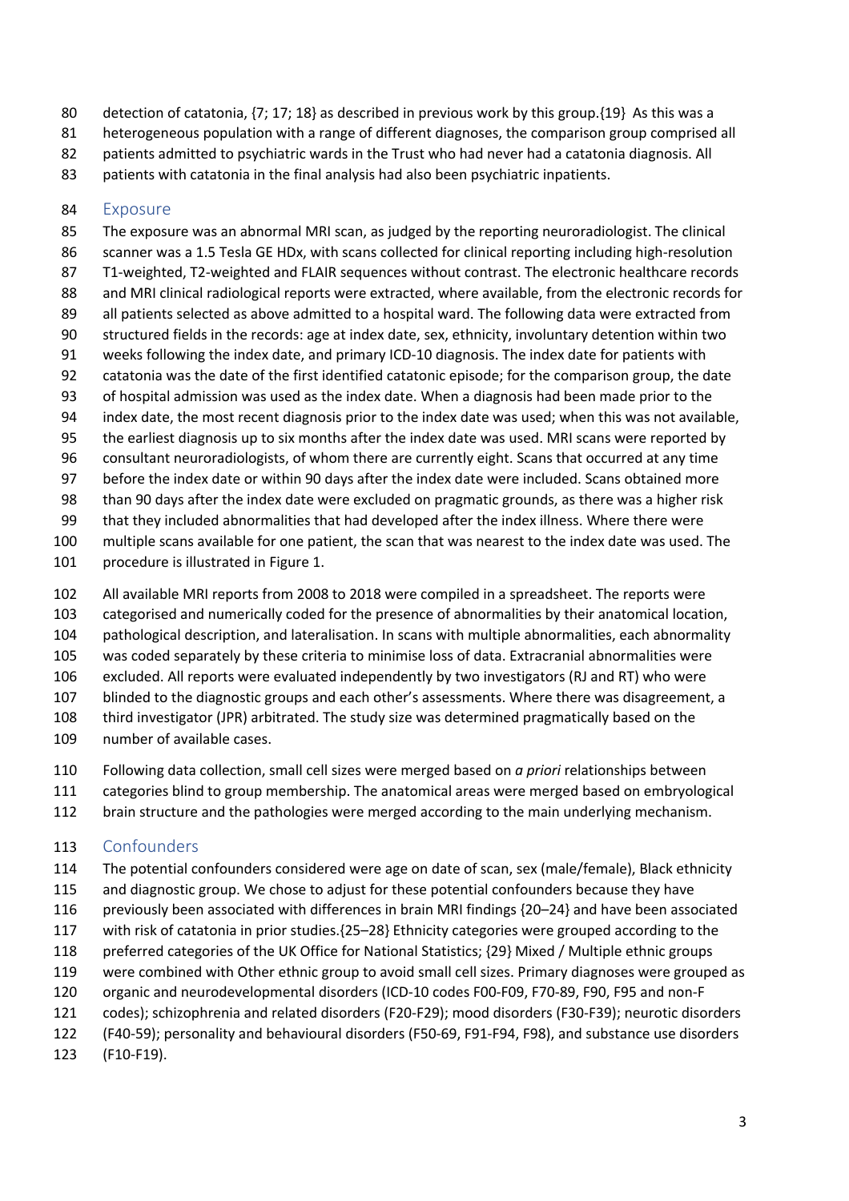detection of catatonia, {7; 17; 18} as described in previous work by this group.{19} As this was a heterogeneous population with a range of different diagnoses, the comparison group comprised all patients admitted to psychiatric wards in the Trust who had never had a catatonia diagnosis. All patients with catatonia in the final analysis had also been psychiatric inpatients.

## Exposure

The exposure was an abnormal MRI scan, as judged by the reporting neuroradiologist. The clinical scanner was a 1.5 Tesla GE HDx, with scans collected for clinical reporting including high-resolution T1-weighted, T2-weighted and FLAIR sequences without contrast. The electronic healthcare records and MRI clinical radiological reports were extracted, where available, from the electronic records for all patients selected as above admitted to a hospital ward. The following data were extracted from structured fields in the records: age at index date, sex, ethnicity, involuntary detention within two weeks following the index date, and primary ICD-10 diagnosis. The index date for patients with catatonia was the date of the first identified catatonic episode; for the comparison group, the date of hospital admission was used as the index date. When a diagnosis had been made prior to the index date, the most recent diagnosis prior to the index date was used; when this was not available, the earliest diagnosis up to six months after the index date was used. MRI scans were reported by consultant neuroradiologists, of whom there are currently eight. Scans that occurred at any time before the index date or within 90 days after the index date were included. Scans obtained more than 90 days after the index date were excluded on pragmatic grounds, as there was a higher risk that they included abnormalities that had developed after the index illness. Where there were multiple scans available for one patient, the scan that was nearest to the index date was used. The procedure is illustrated in Figure 1.

All available MRI reports from 2008 to 2018 were compiled in a spreadsheet. The reports were categorised and numerically coded for the presence of abnormalities by their anatomical location, pathological description, and lateralisation. In scans with multiple abnormalities, each abnormality was coded separately by these criteria to minimise loss of data. Extracranial abnormalities were excluded. All reports were evaluated independently by two investigators (RJ and RT) who were blinded to the diagnostic groups and each other's assessments. Where there was disagreement, a third investigator (JPR) arbitrated. The study size was determined pragmatically based on the number of available cases.

Following data collection, small cell sizes were merged based on *a priori* relationships between categories blind to group membership. The anatomical areas were merged based on embryological brain structure and the pathologies were merged according to the main underlying mechanism.

## Confounders

The potential confounders considered were age on date of scan, sex (male/female), Black ethnicity and diagnostic group. We chose to adjust for these potential confounders because they have previously been associated with differences in brain MRI findings {20–24} and have been associated with risk of catatonia in prior studies.{25–28} Ethnicity categories were grouped according to the preferred categories of the UK Office for National Statistics; {29} Mixed / Multiple ethnic groups were combined with Other ethnic group to avoid small cell sizes. Primary diagnoses were grouped as organic and neurodevelopmental disorders (ICD-10 codes F00-F09, F70-89, F90, F95 and non-F codes); schizophrenia and related disorders (F20-F29); mood disorders (F30-F39); neurotic disorders (F40-59); personality and behavioural disorders (F50-69, F91-F94, F98), and substance use disorders (F10-F19).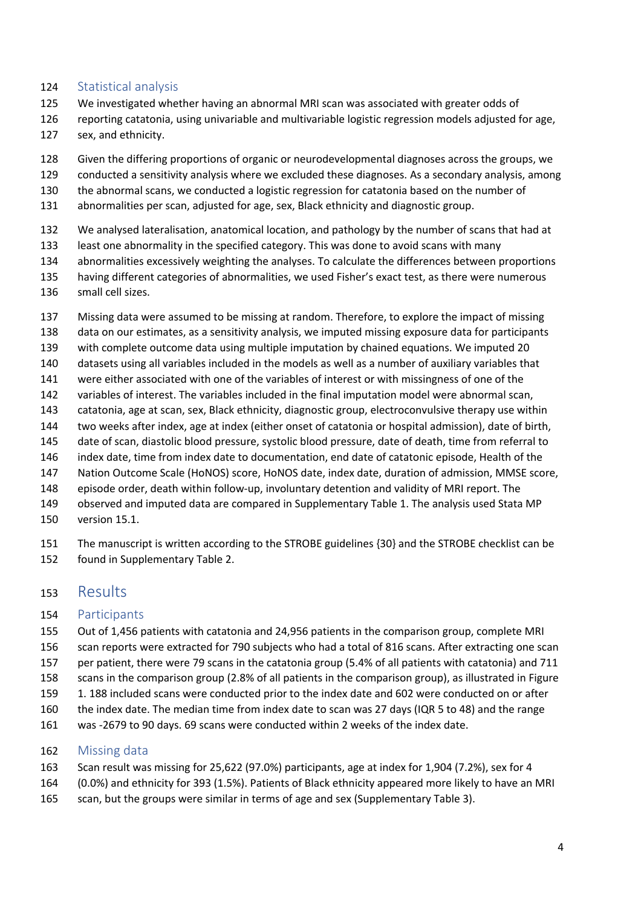## Statistical analysis

We investigated whether having an abnormal MRI scan was associated with greater odds of reporting catatonia, using univariable and multivariable logistic regression models adjusted for age, sex, and ethnicity.

Given the differing proportions of organic or neurodevelopmental diagnoses across the groups, we conducted a sensitivity analysis where we excluded these diagnoses. As a secondary analysis, among the abnormal scans, we conducted a logistic regression for catatonia based on the number of abnormalities per scan, adjusted for age, sex, Black ethnicity and diagnostic group.

We analysed lateralisation, anatomical location, and pathology by the number of scans that had at least one abnormality in the specified category. This was done to avoid scans with many abnormalities excessively weighting the analyses. To calculate the differences between proportions having different categories of abnormalities, we used Fisher's exact test, as there were numerous small cell sizes.

Missing data were assumed to be missing at random. Therefore, to explore the impact of missing data on our estimates, as a sensitivity analysis, we imputed missing exposure data for participants with complete outcome data using multiple imputation by chained equations. We imputed 20 datasets using all variables included in the models as well as a number of auxiliary variables that were either associated with one of the variables of interest or with missingness of one of the variables of interest. The variables included in the final imputation model were abnormal scan, catatonia, age at scan, sex, Black ethnicity, diagnostic group, electroconvulsive therapy use within two weeks after index, age at index (either onset of catatonia or hospital admission), date of birth, date of scan, diastolic blood pressure, systolic blood pressure, date of death, time from referral to index date, time from index date to documentation, end date of catatonic episode, Health of the Nation Outcome Scale (HoNOS) score, HoNOS date, index date, duration of admission, MMSE score, episode order, death within follow-up, involuntary detention and validity of MRI report. The observed and imputed data are compared in Supplementary Table 1. The analysis used Stata MP version 15.1.

The manuscript is written according to the STROBE guidelines {30} and the STROBE checklist can be found in Supplementary Table 2.

# Results

## Participants

Out of 1,456 patients with catatonia and 24,956 patients in the comparison group, complete MRI scan reports were extracted for 790 subjects who had a total of 816 scans. After extracting one scan per patient, there were 79 scans in the catatonia group (5.4% of all patients with catatonia) and 711 scans in the comparison group (2.8% of all patients in the comparison group), as illustrated in Figure 1. 188 included scans were conducted prior to the index date and 602 were conducted on or after the index date. The median time from index date to scan was 27 days (IQR 5 to 48) and the range was -2679 to 90 days. 69 scans were conducted within 2 weeks of the index date.

## Missing data

Scan result was missing for 25,622 (97.0%) participants, age at index for 1,904 (7.2%), sex for 4 (0.0%) and ethnicity for 393 (1.5%). Patients of Black ethnicity appeared more likely to have an MRI scan, but the groups were similar in terms of age and sex (Supplementary Table 3).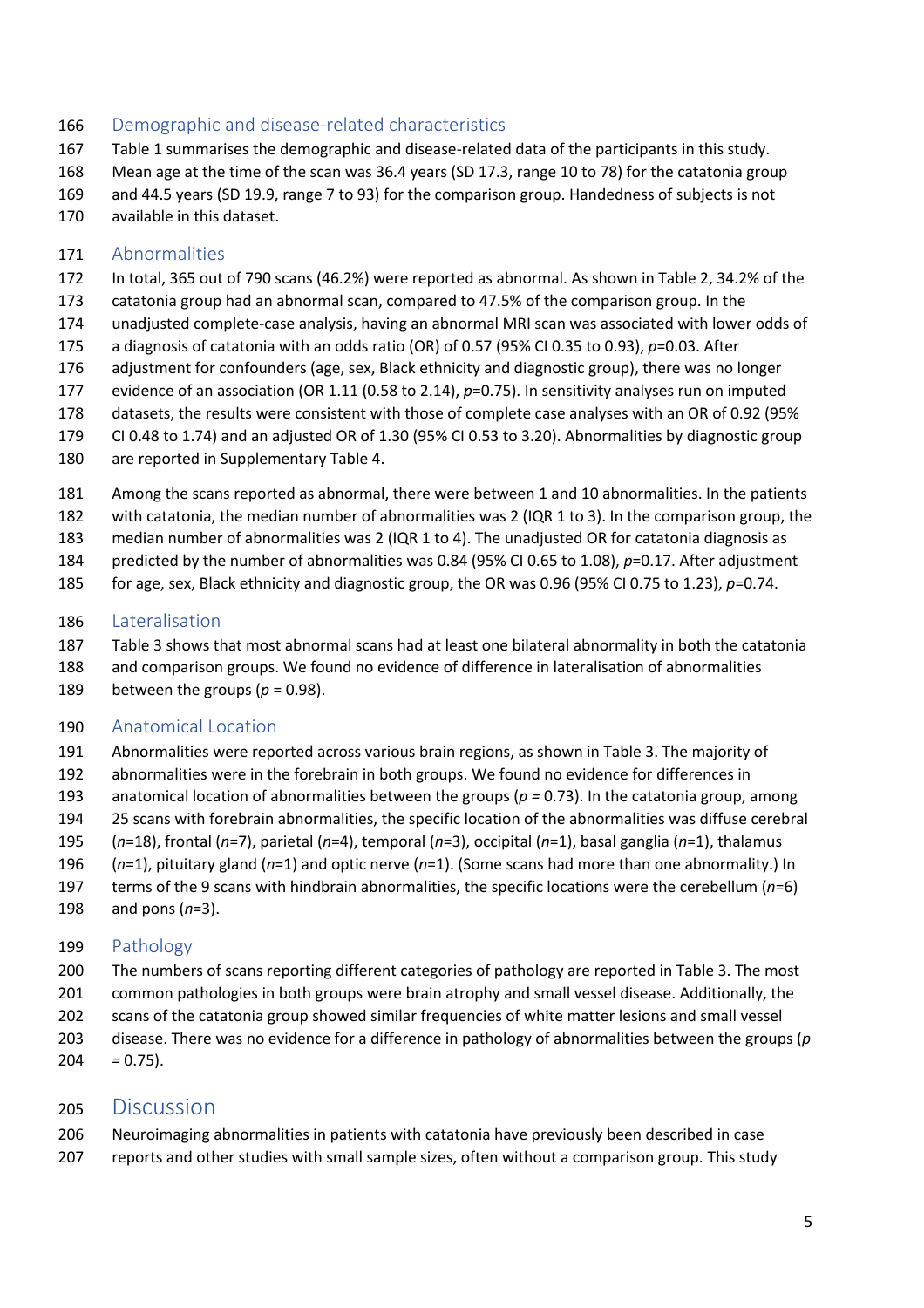## Demographic and disease-related characteristics

Table 1 summarises the demographic and disease-related data of the participants in this study. Mean age at the time of the scan was 36.4 years (SD 17.3, range 10 to 78) for the catatonia group and 44.5 years (SD 19.9, range 7 to 93) for the comparison group. Handedness of subjects is not available in this dataset.

## Abnormalities

In total, 365 out of 790 scans (46.2%) were reported as abnormal. As shown in Table 2, 34.2% of the catatonia group had an abnormal scan, compared to 47.5% of the comparison group. In the unadjusted complete-case analysis, having an abnormal MRI scan was associated with lower odds of a diagnosis of catatonia with an odds ratio (OR) of 0.57 (95% CI 0.35 to 0.93), *p*=0.03. After adjustment for confounders (age, sex, Black ethnicity and diagnostic group), there was no longer evidence of an association (OR 1.11 (0.58 to 2.14), *p*=0.75). In sensitivity analyses run on imputed datasets, the results were consistent with those of complete case analyses with an OR of 0.92 (95% CI 0.48 to 1.74) and an adjusted OR of 1.30 (95% CI 0.53 to 3.20). Abnormalities by diagnostic group are reported in Supplementary Table 4.

Among the scans reported as abnormal, there were between 1 and 10 abnormalities. In the patients with catatonia, the median number of abnormalities was 2 (IQR 1 to 3). In the comparison group, the median number of abnormalities was 2 (IQR 1 to 4). The unadjusted OR for catatonia diagnosis as predicted by the number of abnormalities was 0.84 (95% CI 0.65 to 1.08), *p*=0.17. After adjustment for age, sex, Black ethnicity and diagnostic group, the OR was 0.96 (95% CI 0.75 to 1.23), *p*=0.74.

## Lateralisation

Table 3 shows that most abnormal scans had at least one bilateral abnormality in both the catatonia and comparison groups. We found no evidence of difference in lateralisation of abnormalities between the groups (*p* = 0.98).

## Anatomical Location

Abnormalities were reported across various brain regions, as shown in Table 3. The majority of abnormalities were in the forebrain in both groups. We found no evidence for differences in anatomical location of abnormalities between the groups (*p* = 0.73). In the catatonia group, among 25 scans with forebrain abnormalities, the specific location of the abnormalities was diffuse cerebral (*n*=18), frontal (*n*=7), parietal (*n*=4), temporal (*n*=3), occipital (*n*=1), basal ganglia (*n*=1), thalamus (*n*=1), pituitary gland (*n*=1) and optic nerve (*n*=1). (Some scans had more than one abnormality.) In terms of the 9 scans with hindbrain abnormalities, the specific locations were the cerebellum (*n*=6) and pons (*n*=3).

## Pathology

The numbers of scans reporting different categories of pathology are reported in Table 3. The most common pathologies in both groups were brain atrophy and small vessel disease. Additionally, the scans of the catatonia group showed similar frequencies of white matter lesions and small vessel disease. There was no evidence for a difference in pathology of abnormalities between the groups (*p* = 0.75).

# Discussion

Neuroimaging abnormalities in patients with catatonia have previously been described in case reports and other studies with small sample sizes, often without a comparison group. This study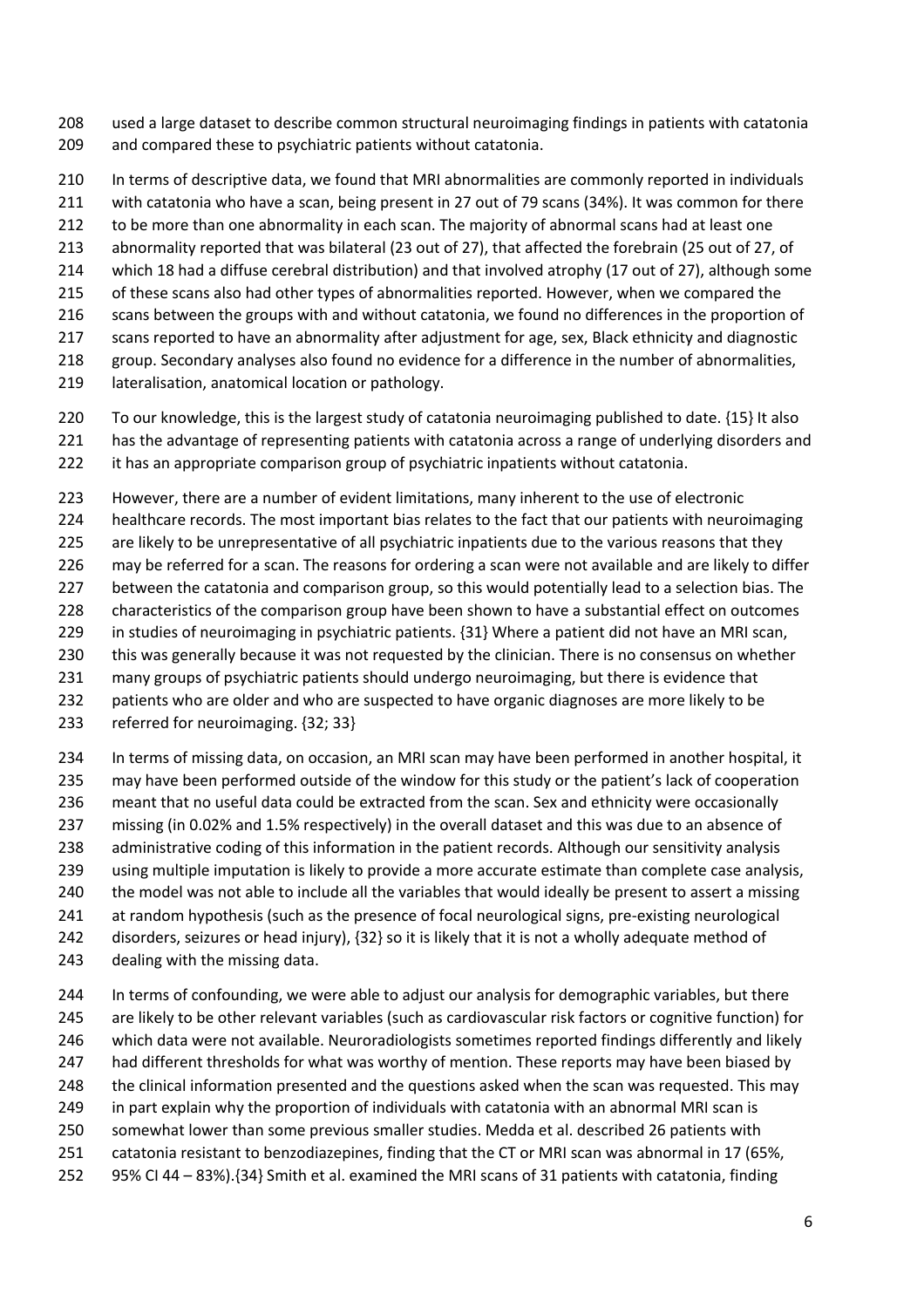used a large dataset to describe common structural neuroimaging findings in patients with catatonia and compared these to psychiatric patients without catatonia.

In terms of descriptive data, we found that MRI abnormalities are commonly reported in individuals with catatonia who have a scan, being present in 27 out of 79 scans (34%). It was common for there to be more than one abnormality in each scan. The majority of abnormal scans had at least one abnormality reported that was bilateral (23 out of 27), that affected the forebrain (25 out of 27, of which 18 had a diffuse cerebral distribution) and that involved atrophy (17 out of 27), although some of these scans also had other types of abnormalities reported. However, when we compared the scans between the groups with and without catatonia, we found no differences in the proportion of scans reported to have an abnormality after adjustment for age, sex, Black ethnicity and diagnostic group. Secondary analyses also found no evidence for a difference in the number of abnormalities, lateralisation, anatomical location or pathology.

To our knowledge, this is the largest study of catatonia neuroimaging published to date. {15} It also has the advantage of representing patients with catatonia across a range of underlying disorders and it has an appropriate comparison group of psychiatric inpatients without catatonia.

However, there are a number of evident limitations, many inherent to the use of electronic healthcare records. The most important bias relates to the fact that our patients with neuroimaging are likely to be unrepresentative of all psychiatric inpatients due to the various reasons that they may be referred for a scan. The reasons for ordering a scan were not available and are likely to differ between the catatonia and comparison group, so this would potentially lead to a selection bias. The characteristics of the comparison group have been shown to have a substantial effect on outcomes in studies of neuroimaging in psychiatric patients. {31} Where a patient did not have an MRI scan, this was generally because it was not requested by the clinician. There is no consensus on whether many groups of psychiatric patients should undergo neuroimaging, but there is evidence that patients who are older and who are suspected to have organic diagnoses are more likely to be referred for neuroimaging. {32; 33}

In terms of missing data, on occasion, an MRI scan may have been performed in another hospital, it may have been performed outside of the window for this study or the patient's lack of cooperation meant that no useful data could be extracted from the scan. Sex and ethnicity were occasionally missing (in 0.02% and 1.5% respectively) in the overall dataset and this was due to an absence of administrative coding of this information in the patient records. Although our sensitivity analysis using multiple imputation is likely to provide a more accurate estimate than complete case analysis, the model was not able to include all the variables that would ideally be present to assert a missing at random hypothesis (such as the presence of focal neurological signs, pre-existing neurological disorders, seizures or head injury), {32} so it is likely that it is not a wholly adequate method of dealing with the missing data.

In terms of confounding, we were able to adjust our analysis for demographic variables, but there are likely to be other relevant variables (such as cardiovascular risk factors or cognitive function) for which data were not available. Neuroradiologists sometimes reported findings differently and likely had different thresholds for what was worthy of mention. These reports may have been biased by the clinical information presented and the questions asked when the scan was requested. This may in part explain why the proportion of individuals with catatonia with an abnormal MRI scan is somewhat lower than some previous smaller studies. Medda et al. described 26 patients with catatonia resistant to benzodiazepines, finding that the CT or MRI scan was abnormal in 17 (65%, 95% CI 44 – 83%).{34} Smith et al. examined the MRI scans of 31 patients with catatonia, finding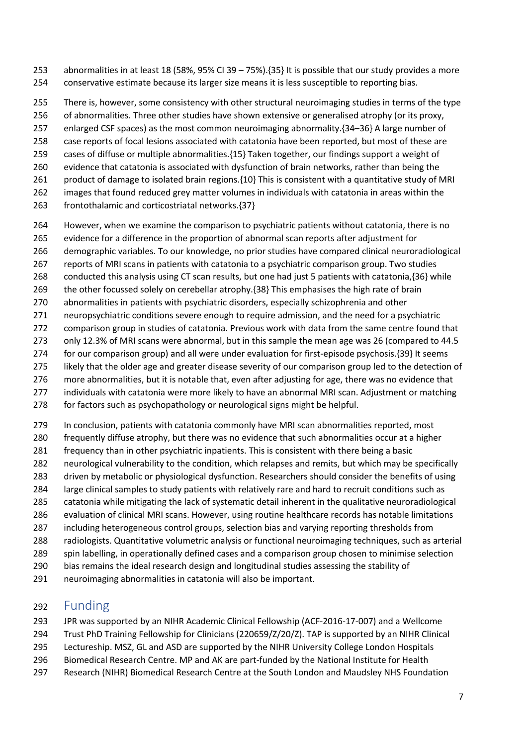abnormalities in at least 18 (58%, 95% CI 39 – 75%).{35} It is possible that our study provides a more conservative estimate because its larger size means it is less susceptible to reporting bias.

There is, however, some consistency with other structural neuroimaging studies in terms of the type of abnormalities. Three other studies have shown extensive or generalised atrophy (or its proxy, enlarged CSF spaces) as the most common neuroimaging abnormality.{34–36} A large number of case reports of focal lesions associated with catatonia have been reported, but most of these are cases of diffuse or multiple abnormalities.{15} Taken together, our findings support a weight of evidence that catatonia is associated with dysfunction of brain networks, rather than being the product of damage to isolated brain regions.{10} This is consistent with a quantitative study of MRI images that found reduced grey matter volumes in individuals with catatonia in areas within the frontothalamic and corticostriatal networks.{37}

However, when we examine the comparison to psychiatric patients without catatonia, there is no evidence for a difference in the proportion of abnormal scan reports after adjustment for demographic variables. To our knowledge, no prior studies have compared clinical neuroradiological reports of MRI scans in patients with catatonia to a psychiatric comparison group. Two studies conducted this analysis using CT scan results, but one had just 5 patients with catatonia,{36} while the other focussed solely on cerebellar atrophy.{38} This emphasises the high rate of brain abnormalities in patients with psychiatric disorders, especially schizophrenia and other neuropsychiatric conditions severe enough to require admission, and the need for a psychiatric comparison group in studies of catatonia. Previous work with data from the same centre found that only 12.3% of MRI scans were abnormal, but in this sample the mean age was 26 (compared to 44.5 for our comparison group) and all were under evaluation for first-episode psychosis.{39} It seems likely that the older age and greater disease severity of our comparison group led to the detection of more abnormalities, but it is notable that, even after adjusting for age, there was no evidence that individuals with catatonia were more likely to have an abnormal MRI scan. Adjustment or matching for factors such as psychopathology or neurological signs might be helpful.

In conclusion, patients with catatonia commonly have MRI scan abnormalities reported, most frequently diffuse atrophy, but there was no evidence that such abnormalities occur at a higher frequency than in other psychiatric inpatients. This is consistent with there being a basic neurological vulnerability to the condition, which relapses and remits, but which may be specifically driven by metabolic or physiological dysfunction. Researchers should consider the benefits of using large clinical samples to study patients with relatively rare and hard to recruit conditions such as catatonia while mitigating the lack of systematic detail inherent in the qualitative neuroradiological evaluation of clinical MRI scans. However, using routine healthcare records has notable limitations including heterogeneous control groups, selection bias and varying reporting thresholds from radiologists. Quantitative volumetric analysis or functional neuroimaging techniques, such as arterial spin labelling, in operationally defined cases and a comparison group chosen to minimise selection bias remains the ideal research design and longitudinal studies assessing the stability of neuroimaging abnormalities in catatonia will also be important.

## Funding

JPR was supported by an NIHR Academic Clinical Fellowship (ACF-2016-17-007) and a Wellcome Trust PhD Training Fellowship for Clinicians (220659/Z/20/Z). TAP is supported by an NIHR Clinical Lectureship. MSZ, GL and ASD are supported by the NIHR University College London Hospitals Biomedical Research Centre. MP and AK are part-funded by the National Institute for Health Research (NIHR) Biomedical Research Centre at the South London and Maudsley NHS Foundation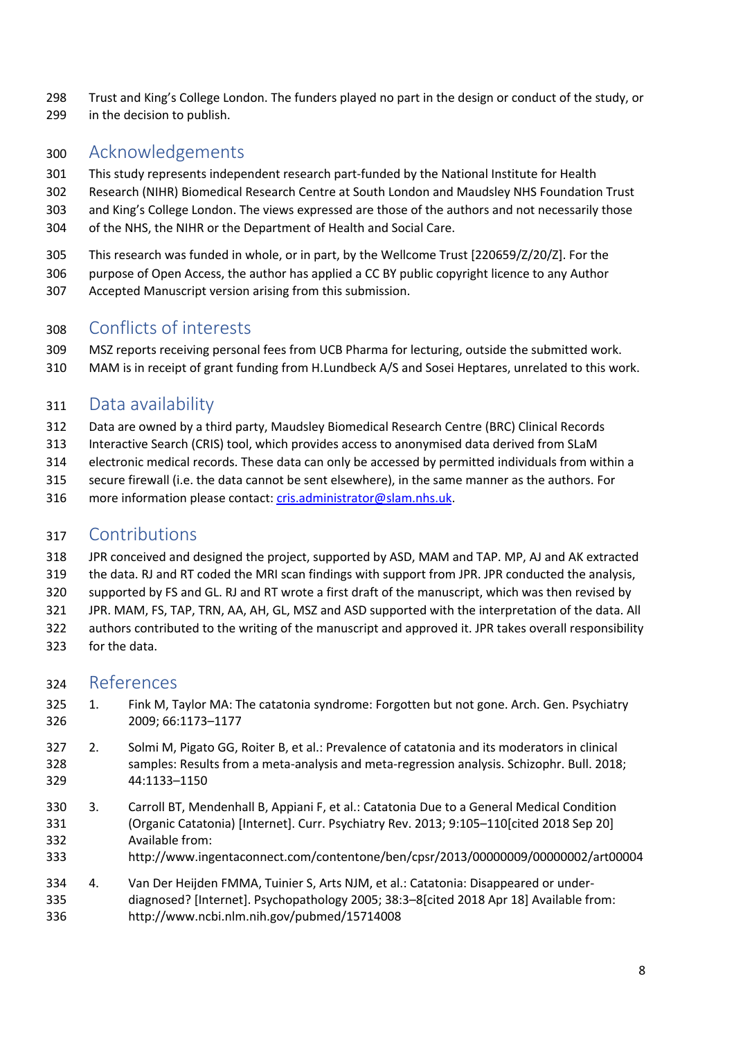Trust and King's College London. The funders played no part in the design or conduct of the study, or in the decision to publish.

## Acknowledgements

This study represents independent research part-funded by the National Institute for Health Research (NIHR) Biomedical Research Centre at South London and Maudsley NHS Foundation Trust and King's College London. The views expressed are those of the authors and not necessarily those of the NHS, the NIHR or the Department of Health and Social Care.

This research was funded in whole, or in part, by the Wellcome Trust [220659/Z/20/Z]. For the purpose of Open Access, the author has applied a CC BY public copyright licence to any Author Accepted Manuscript version arising from this submission.

## Conflicts of interests

MSZ reports receiving personal fees from UCB Pharma for lecturing, outside the submitted work. MAM is in receipt of grant funding from H.Lundbeck A/S and Sosei Heptares, unrelated to this work.

## Data availability

Data are owned by a third party, Maudsley Biomedical Research Centre (BRC) Clinical Records Interactive Search (CRIS) tool, which provides access to anonymised data derived from SLaM electronic medical records. These data can only be accessed by permitted individuals from within a secure firewall (i.e. the data cannot be sent elsewhere), in the same manner as the authors. For more information please contact: cris.administrator@slam.nhs.uk.

## Contributions

JPR conceived and designed the project, supported by ASD, MAM and TAP. MP, AJ and AK extracted the data. RJ and RT coded the MRI scan findings with support from JPR. JPR conducted the analysis, supported by FS and GL. RJ and RT wrote a first draft of the manuscript, which was then revised by JPR. MAM, FS, TAP, TRN, AA, AH, GL, MSZ and ASD supported with the interpretation of the data. All authors contributed to the writing of the manuscript and approved it. JPR takes overall responsibility for the data.

## References

1. Fink M, Taylor MA: The catatonia syndrome: Forgotten but not gone. Arch. Gen. Psychiatry 2009; 66:1173–1177
2. Solmi M, Pigato GG, Roiter B, et al.: Prevalence of catatonia and its moderators in clinical samples: Results from a meta-analysis and meta-regression analysis. Schizophr. Bull. 2018; 44:1133–1150
3. Carroll BT, Mendenhall B, Appiani F, et al.: Catatonia Due to a General Medical Condition (Organic Catatonia) [Internet]. Curr. Psychiatry Rev. 2013; 9:105–110[cited 2018 Sep 20] Available from: http://www.ingentaconnect.com/contentone/ben/cpsr/2013/00000009/00000002/art00004
4. Van Der Heijden FMMA, Tuinier S, Arts NJM, et al.: Catatonia: Disappeared or under-diagnosed? [Internet]. Psychopathology 2005; 38:3–8[cited 2018 Apr 18] Available from: http://www.ncbi.nlm.nih.gov/pubmed/15714008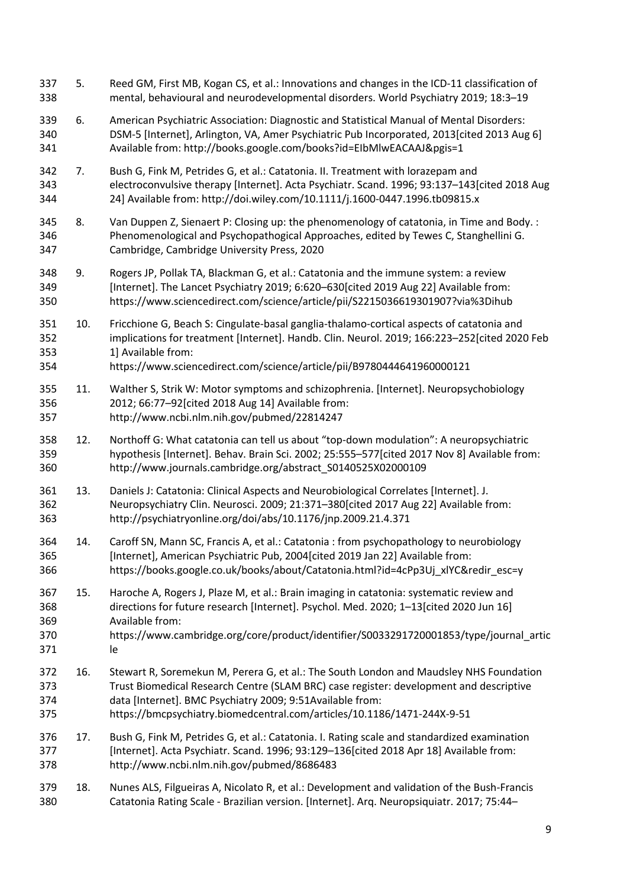5. Reed GM, First MB, Kogan CS, et al.: Innovations and changes in the ICD-11 classification of mental, behavioural and neurodevelopmental disorders. World Psychiatry 2019; 18:3–19

6. American Psychiatric Association: Diagnostic and Statistical Manual of Mental Disorders: DSM-5 [Internet], Arlington, VA, Amer Psychiatric Pub Incorporated, 2013[cited 2013 Aug 6] Available from: http://books.google.com/books?id=EIbMlwEACAAJ&pgis=1

7. Bush G, Fink M, Petrides G, et al.: Catatonia. II. Treatment with lorazepam and electroconvulsive therapy [Internet]. Acta Psychiatr. Scand. 1996; 93:137–143[cited 2018 Aug 24] Available from: http://doi.wiley.com/10.1111/j.1600-0447.1996.tb09815.x

8. Van Duppen Z, Sienaert P: Closing up: the phenomenology of catatonia, in Time and Body. : Phenomenological and Psychopathogical Approaches, edited by Tewes C, Stanghellini G. Cambridge, Cambridge University Press, 2020

9. Rogers JP, Pollak TA, Blackman G, et al.: Catatonia and the immune system: a review [Internet]. The Lancet Psychiatry 2019; 6:620–630[cited 2019 Aug 22] Available from: https://www.sciencedirect.com/science/article/pii/S2215036619301907?via%3Dihub

10. Fricchione G, Beach S: Cingulate-basal ganglia-thalamo-cortical aspects of catatonia and implications for treatment [Internet]. Handb. Clin. Neurol. 2019; 166:223–252[cited 2020 Feb 1] Available from: https://www.sciencedirect.com/science/article/pii/B9780444641960000121

11. Walther S, Strik W: Motor symptoms and schizophrenia. [Internet]. Neuropsychobiology 2012; 66:77–92[cited 2018 Aug 14] Available from: http://www.ncbi.nlm.nih.gov/pubmed/22814247

12. Northoff G: What catatonia can tell us about "top-down modulation": A neuropsychiatric hypothesis [Internet]. Behav. Brain Sci. 2002; 25:555–577[cited 2017 Nov 8] Available from: http://www.journals.cambridge.org/abstract_S0140525X02000109

13. Daniels J: Catatonia: Clinical Aspects and Neurobiological Correlates [Internet]. J. Neuropsychiatry Clin. Neurosci. 2009; 21:371–380[cited 2017 Aug 22] Available from: http://psychiatryonline.org/doi/abs/10.1176/jnp.2009.21.4.371

14. Caroff SN, Mann SC, Francis A, et al.: Catatonia : from psychopathology to neurobiology [Internet], American Psychiatric Pub, 2004[cited 2019 Jan 22] Available from: https://books.google.co.uk/books/about/Catatonia.html?id=4cPp3Uj_xlYC&redir_esc=y

15. Haroche A, Rogers J, Plaze M, et al.: Brain imaging in catatonia: systematic review and directions for future research [Internet]. Psychol. Med. 2020; 1–13[cited 2020 Jun 16] Available from: https://www.cambridge.org/core/product/identifier/S0033291720001853/type/journal_article

16. Stewart R, Soremekun M, Perera G, et al.: The South London and Maudsley NHS Foundation Trust Biomedical Research Centre (SLAM BRC) case register: development and descriptive data [Internet]. BMC Psychiatry 2009; 9:51Available from: https://bmcpsychiatry.biomedcentral.com/articles/10.1186/1471-244X-9-51

17. Bush G, Fink M, Petrides G, et al.: Catatonia. I. Rating scale and standardized examination [Internet]. Acta Psychiatr. Scand. 1996; 93:129–136[cited 2018 Apr 18] Available from: http://www.ncbi.nlm.nih.gov/pubmed/8686483

18. Nunes ALS, Filgueiras A, Nicolato R, et al.: Development and validation of the Bush-Francis Catatonia Rating Scale - Brazilian version. [Internet]. Arq. Neuropsiquiatr. 2017; 75:44–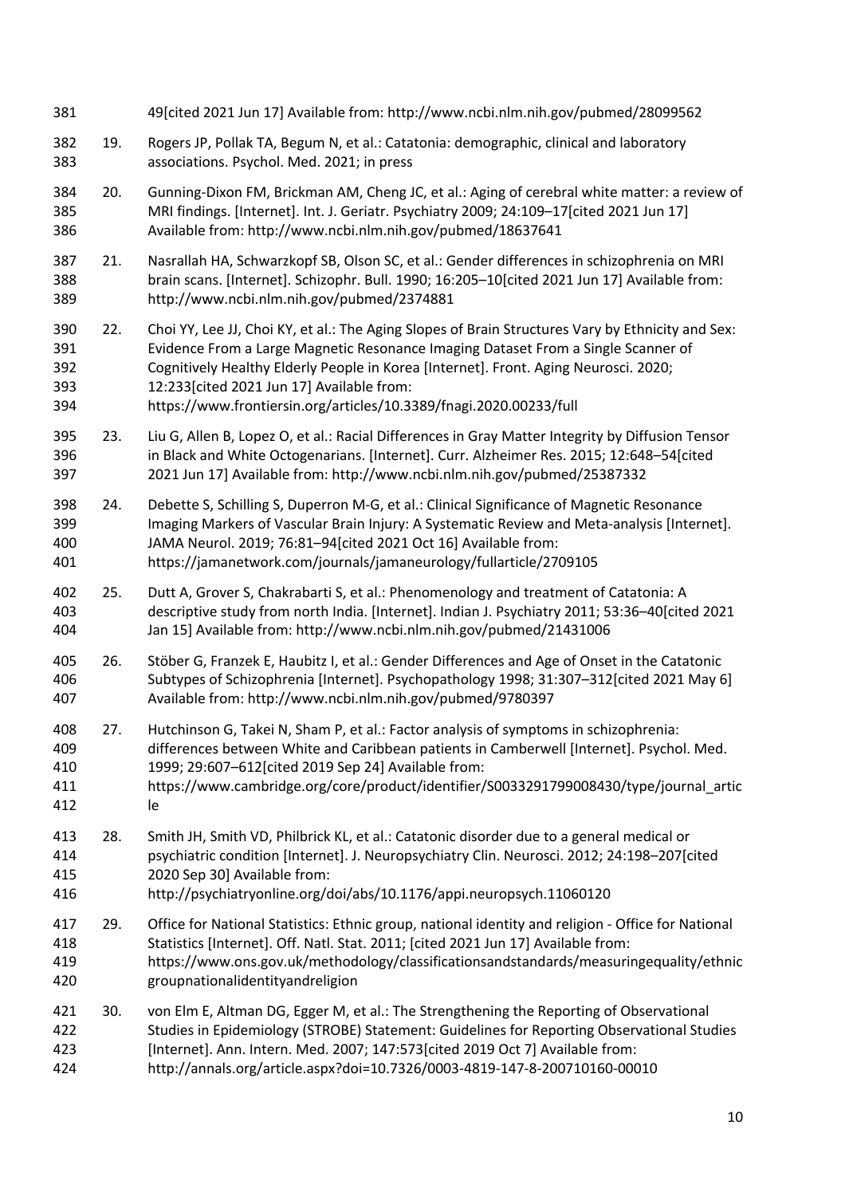49[cited 2021 Jun 17] Available from: http://www.ncbi.nlm.nih.gov/pubmed/28099562

19. Rogers JP, Pollak TA, Begum N, et al.: Catatonia: demographic, clinical and laboratory associations. Psychol. Med. 2021; in press

20. Gunning-Dixon FM, Brickman AM, Cheng JC, et al.: Aging of cerebral white matter: a review of MRI findings. [Internet]. Int. J. Geriatr. Psychiatry 2009; 24:109–17[cited 2021 Jun 17] Available from: http://www.ncbi.nlm.nih.gov/pubmed/18637641

21. Nasrallah HA, Schwarzkopf SB, Olson SC, et al.: Gender differences in schizophrenia on MRI brain scans. [Internet]. Schizophr. Bull. 1990; 16:205–10[cited 2021 Jun 17] Available from: http://www.ncbi.nlm.nih.gov/pubmed/2374881

22. Choi YY, Lee JJ, Choi KY, et al.: The Aging Slopes of Brain Structures Vary by Ethnicity and Sex: Evidence From a Large Magnetic Resonance Imaging Dataset From a Single Scanner of Cognitively Healthy Elderly People in Korea [Internet]. Front. Aging Neurosci. 2020; 12:233[cited 2021 Jun 17] Available from: https://www.frontiersin.org/articles/10.3389/fnagi.2020.00233/full

23. Liu G, Allen B, Lopez O, et al.: Racial Differences in Gray Matter Integrity by Diffusion Tensor in Black and White Octogenarians. [Internet]. Curr. Alzheimer Res. 2015; 12:648–54[cited 2021 Jun 17] Available from: http://www.ncbi.nlm.nih.gov/pubmed/25387332

24. Debette S, Schilling S, Duperron M-G, et al.: Clinical Significance of Magnetic Resonance Imaging Markers of Vascular Brain Injury: A Systematic Review and Meta-analysis [Internet]. JAMA Neurol. 2019; 76:81–94[cited 2021 Oct 16] Available from: https://jamanetwork.com/journals/jamaneurology/fullarticle/2709105

25. Dutt A, Grover S, Chakrabarti S, et al.: Phenomenology and treatment of Catatonia: A descriptive study from north India. [Internet]. Indian J. Psychiatry 2011; 53:36–40[cited 2021 Jan 15] Available from: http://www.ncbi.nlm.nih.gov/pubmed/21431006

26. Stöber G, Franzek E, Haubitz I, et al.: Gender Differences and Age of Onset in the Catatonic Subtypes of Schizophrenia [Internet]. Psychopathology 1998; 31:307–312[cited 2021 May 6] Available from: http://www.ncbi.nlm.nih.gov/pubmed/9780397

27. Hutchinson G, Takei N, Sham P, et al.: Factor analysis of symptoms in schizophrenia: differences between White and Caribbean patients in Camberwell [Internet]. Psychol. Med. 1999; 29:607–612[cited 2019 Sep 24] Available from: https://www.cambridge.org/core/product/identifier/S0033291799008430/type/journal_article

28. Smith JH, Smith VD, Philbrick KL, et al.: Catatonic disorder due to a general medical or psychiatric condition [Internet]. J. Neuropsychiatry Clin. Neurosci. 2012; 24:198–207[cited 2020 Sep 30] Available from: http://psychiatryonline.org/doi/abs/10.1176/appi.neuropsych.11060120

29. Office for National Statistics: Ethnic group, national identity and religion - Office for National Statistics [Internet]. Off. Natl. Stat. 2011; [cited 2021 Jun 17] Available from: https://www.ons.gov.uk/methodology/classificationsandstandards/measuringequality/ethnicgroupnationalidentityandreligion

30. von Elm E, Altman DG, Egger M, et al.: The Strengthening the Reporting of Observational Studies in Epidemiology (STROBE) Statement: Guidelines for Reporting Observational Studies [Internet]. Ann. Intern. Med. 2007; 147:573[cited 2019 Oct 7] Available from: http://annals.org/article.aspx?doi=10.7326/0003-4819-147-8-200710160-00010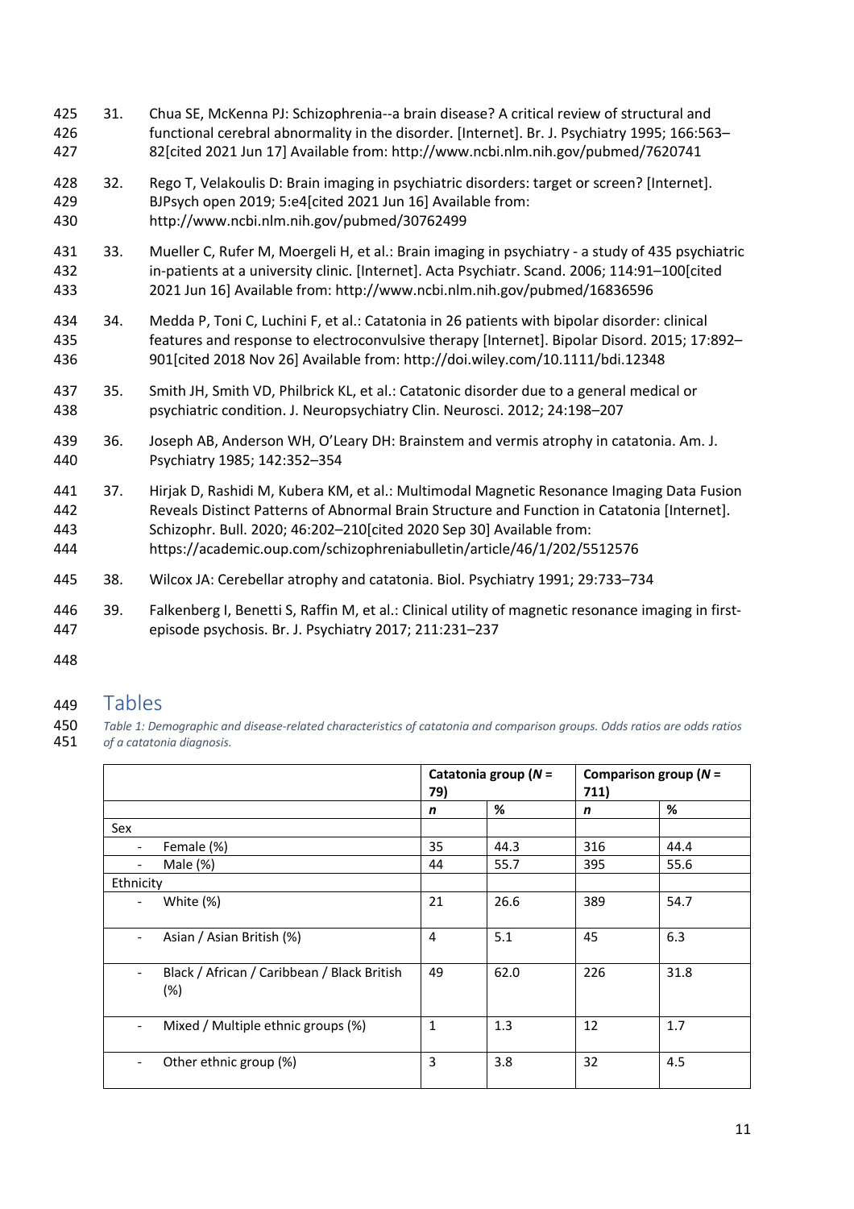31. Chua SE, McKenna PJ: Schizophrenia--a brain disease? A critical review of structural and functional cerebral abnormality in the disorder. [Internet]. Br. J. Psychiatry 1995; 166:563–82[cited 2021 Jun 17] Available from: http://www.ncbi.nlm.nih.gov/pubmed/7620741
32. Rego T, Velakoulis D: Brain imaging in psychiatric disorders: target or screen? [Internet]. BJPsych open 2019; 5:e4[cited 2021 Jun 16] Available from: http://www.ncbi.nlm.nih.gov/pubmed/30762499
33. Mueller C, Rufer M, Moergeli H, et al.: Brain imaging in psychiatry - a study of 435 psychiatric in-patients at a university clinic. [Internet]. Acta Psychiatr. Scand. 2006; 114:91–100[cited 2021 Jun 16] Available from: http://www.ncbi.nlm.nih.gov/pubmed/16836596
34. Medda P, Toni C, Luchini F, et al.: Catatonia in 26 patients with bipolar disorder: clinical features and response to electroconvulsive therapy [Internet]. Bipolar Disord. 2015; 17:892–901[cited 2018 Nov 26] Available from: http://doi.wiley.com/10.1111/bdi.12348
35. Smith JH, Smith VD, Philbrick KL, et al.: Catatonic disorder due to a general medical or psychiatric condition. J. Neuropsychiatry Clin. Neurosci. 2012; 24:198–207
36. Joseph AB, Anderson WH, O'Leary DH: Brainstem and vermis atrophy in catatonia. Am. J. Psychiatry 1985; 142:352–354
37. Hirjak D, Rashidi M, Kubera KM, et al.: Multimodal Magnetic Resonance Imaging Data Fusion Reveals Distinct Patterns of Abnormal Brain Structure and Function in Catatonia [Internet]. Schizophr. Bull. 2020; 46:202–210[cited 2020 Sep 30] Available from: https://academic.oup.com/schizophreniabulletin/article/46/1/202/5512576
38. Wilcox JA: Cerebellar atrophy and catatonia. Biol. Psychiatry 1991; 29:733–734
39. Falkenberg I, Benetti S, Raffin M, et al.: Clinical utility of magnetic resonance imaging in first-episode psychosis. Br. J. Psychiatry 2017; 211:231–237

# Tables

*Table 1: Demographic and disease-related characteristics of catatonia and comparison groups. Odds ratios are odds ratios of a catatonia diagnosis.*

| | Catatonia group (*N* = 79) | | Comparison group (*N* = 711) | |
|---|---|---|---|---|
| | ***n*** | **%** | ***n*** | **%** |
| Sex | | | | |
| - Female (%) | 35 | 44.3 | 316 | 44.4 |
| - Male (%) | 44 | 55.7 | 395 | 55.6 |
| Ethnicity | | | | |
| - White (%) | 21 | 26.6 | 389 | 54.7 |
| - Asian / Asian British (%) | 4 | 5.1 | 45 | 6.3 |
| - Black / African / Caribbean / Black British (%) | 49 | 62.0 | 226 | 31.8 |
| - Mixed / Multiple ethnic groups (%) | 1 | 1.3 | 12 | 1.7 |
| - Other ethnic group (%) | 3 | 3.8 | 32 | 4.5 |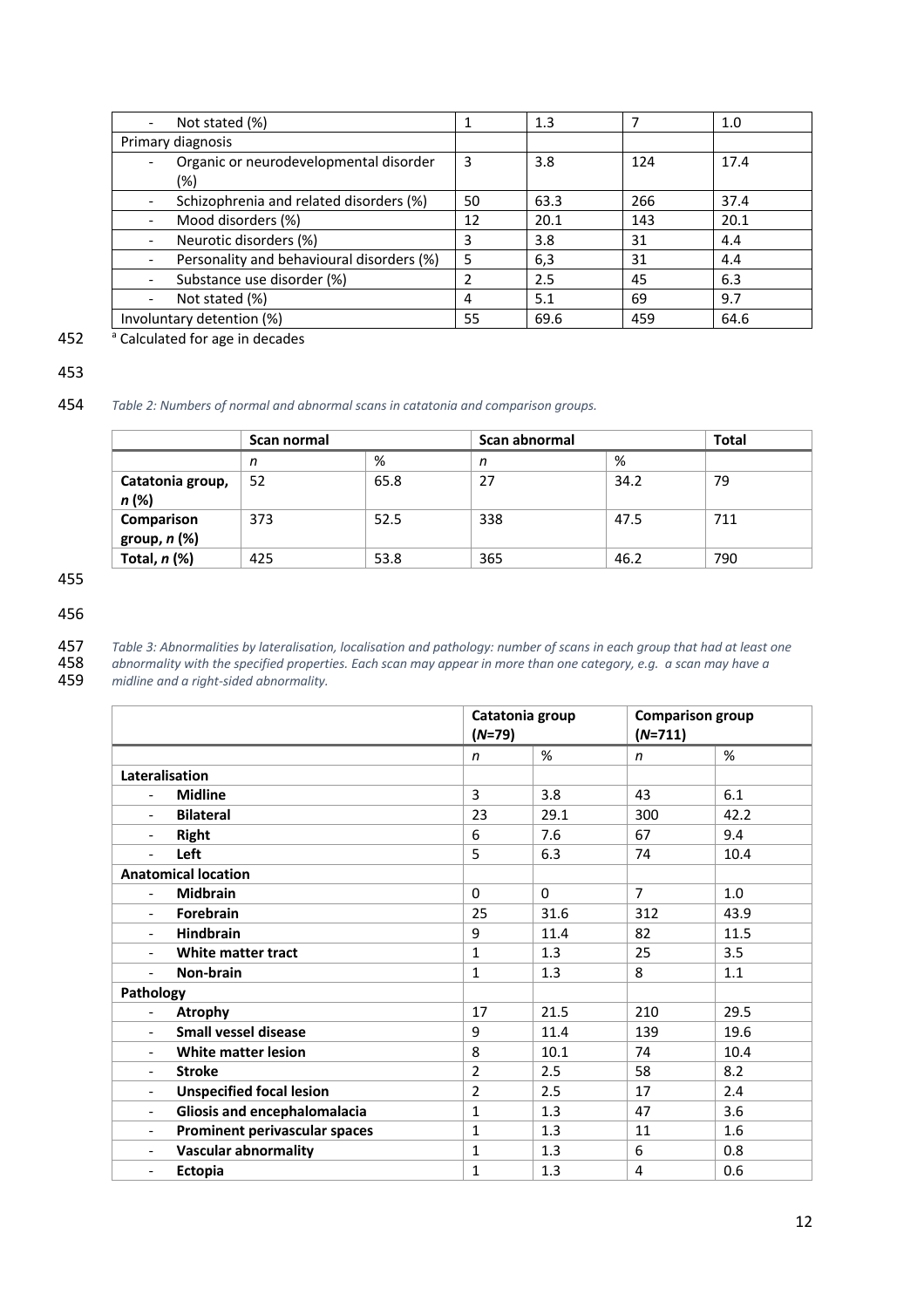| | | | | |
|---|---|---|---|---|
| - Not stated (%) | 1 | 1.3 | 7 | 1.0 |
| Primary diagnosis | | | | |
| - Organic or neurodevelopmental disorder (%) | 3 | 3.8 | 124 | 17.4 |
| - Schizophrenia and related disorders (%) | 50 | 63.3 | 266 | 37.4 |
| - Mood disorders (%) | 12 | 20.1 | 143 | 20.1 |
| - Neurotic disorders (%) | 3 | 3.8 | 31 | 4.4 |
| - Personality and behavioural disorders (%) | 5 | 6,3 | 31 | 4.4 |
| - Substance use disorder (%) | 2 | 2.5 | 45 | 6.3 |
| - Not stated (%) | 4 | 5.1 | 69 | 9.7 |
| Involuntary detention (%) | 55 | 69.6 | 459 | 64.6 |

[a] Calculated for age in decades

*Table 2: Numbers of normal and abnormal scans in catatonia and comparison groups.*

| | **Scan normal** | | **Scan abnormal** | | **Total** |
|---|---|---|---|---|---|
| | *n* | % | *n* | % | |
| **Catatonia group, *n* (%)** | 52 | 65.8 | 27 | 34.2 | 79 |
| **Comparison group, *n* (%)** | 373 | 52.5 | 338 | 47.5 | 711 |
| **Total, *n* (%)** | 425 | 53.8 | 365 | 46.2 | 790 |

*Table 3: Abnormalities by lateralisation, localisation and pathology: number of scans in each group that had at least one abnormality with the specified properties. Each scan may appear in more than one category, e.g. a scan may have a midline and a right-sided abnormality.*

| | **Catatonia group (*N*=79)** | | **Comparison group (*N*=711)** | |
|---|---|---|---|---|
| | *n* | % | *n* | % |
| **Lateralisation** | | | | |
| - **Midline** | 3 | 3.8 | 43 | 6.1 |
| - **Bilateral** | 23 | 29.1 | 300 | 42.2 |
| - **Right** | 6 | 7.6 | 67 | 9.4 |
| - **Left** | 5 | 6.3 | 74 | 10.4 |
| **Anatomical location** | | | | |
| - **Midbrain** | 0 | 0 | 7 | 1.0 |
| - **Forebrain** | 25 | 31.6 | 312 | 43.9 |
| - **Hindbrain** | 9 | 11.4 | 82 | 11.5 |
| - **White matter tract** | 1 | 1.3 | 25 | 3.5 |
| - **Non-brain** | 1 | 1.3 | 8 | 1.1 |
| **Pathology** | | | | |
| - **Atrophy** | 17 | 21.5 | 210 | 29.5 |
| - **Small vessel disease** | 9 | 11.4 | 139 | 19.6 |
| - **White matter lesion** | 8 | 10.1 | 74 | 10.4 |
| - **Stroke** | 2 | 2.5 | 58 | 8.2 |
| - **Unspecified focal lesion** | 2 | 2.5 | 17 | 2.4 |
| - **Gliosis and encephalomalacia** | 1 | 1.3 | 47 | 3.6 |
| - **Prominent perivascular spaces** | 1 | 1.3 | 11 | 1.6 |
| - **Vascular abnormality** | 1 | 1.3 | 6 | 0.8 |
| - **Ectopia** | 1 | 1.3 | 4 | 0.6 |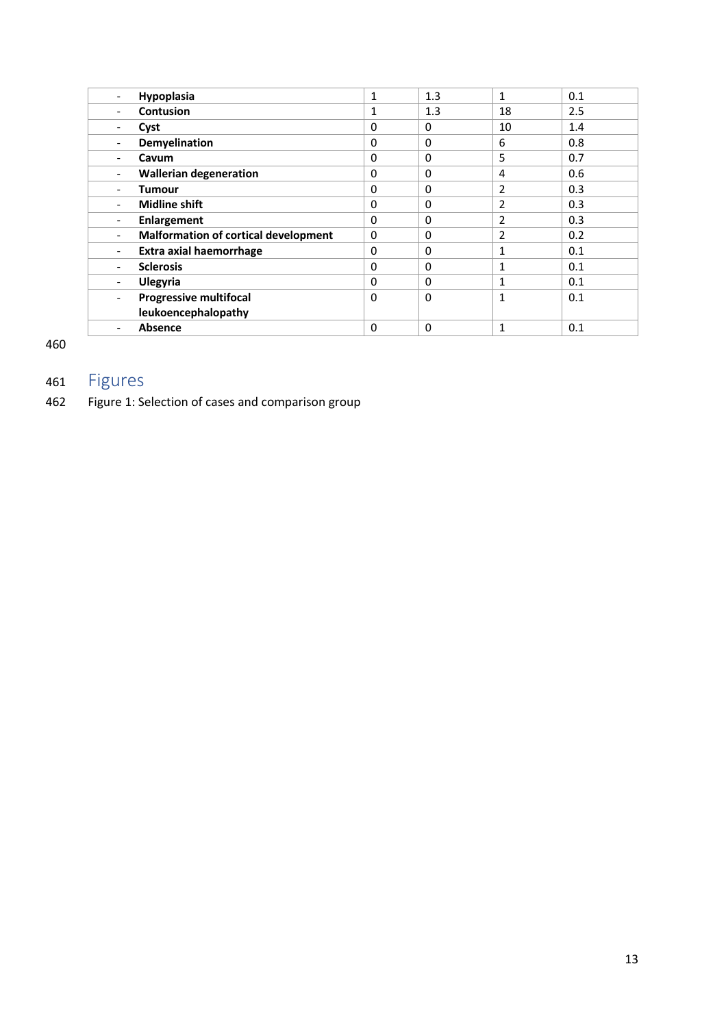| | | | | | |
|---|---|---|---|---|---|
| - | **Hypoplasia** | 1 | 1.3 | 1 | 0.1 |
| - | **Contusion** | 1 | 1.3 | 18 | 2.5 |
| - | **Cyst** | 0 | 0 | 10 | 1.4 |
| - | **Demyelination** | 0 | 0 | 6 | 0.8 |
| - | **Cavum** | 0 | 0 | 5 | 0.7 |
| - | **Wallerian degeneration** | 0 | 0 | 4 | 0.6 |
| - | **Tumour** | 0 | 0 | 2 | 0.3 |
| - | **Midline shift** | 0 | 0 | 2 | 0.3 |
| - | **Enlargement** | 0 | 0 | 2 | 0.3 |
| - | **Malformation of cortical development** | 0 | 0 | 2 | 0.2 |
| - | **Extra axial haemorrhage** | 0 | 0 | 1 | 0.1 |
| - | **Sclerosis** | 0 | 0 | 1 | 0.1 |
| - | **Ulegyria** | 0 | 0 | 1 | 0.1 |
| - | **Progressive multifocal leukoencephalopathy** | 0 | 0 | 1 | 0.1 |
| - | **Absence** | 0 | 0 | 1 | 0.1 |

## Figures

Figure 1: Selection of cases and comparison group